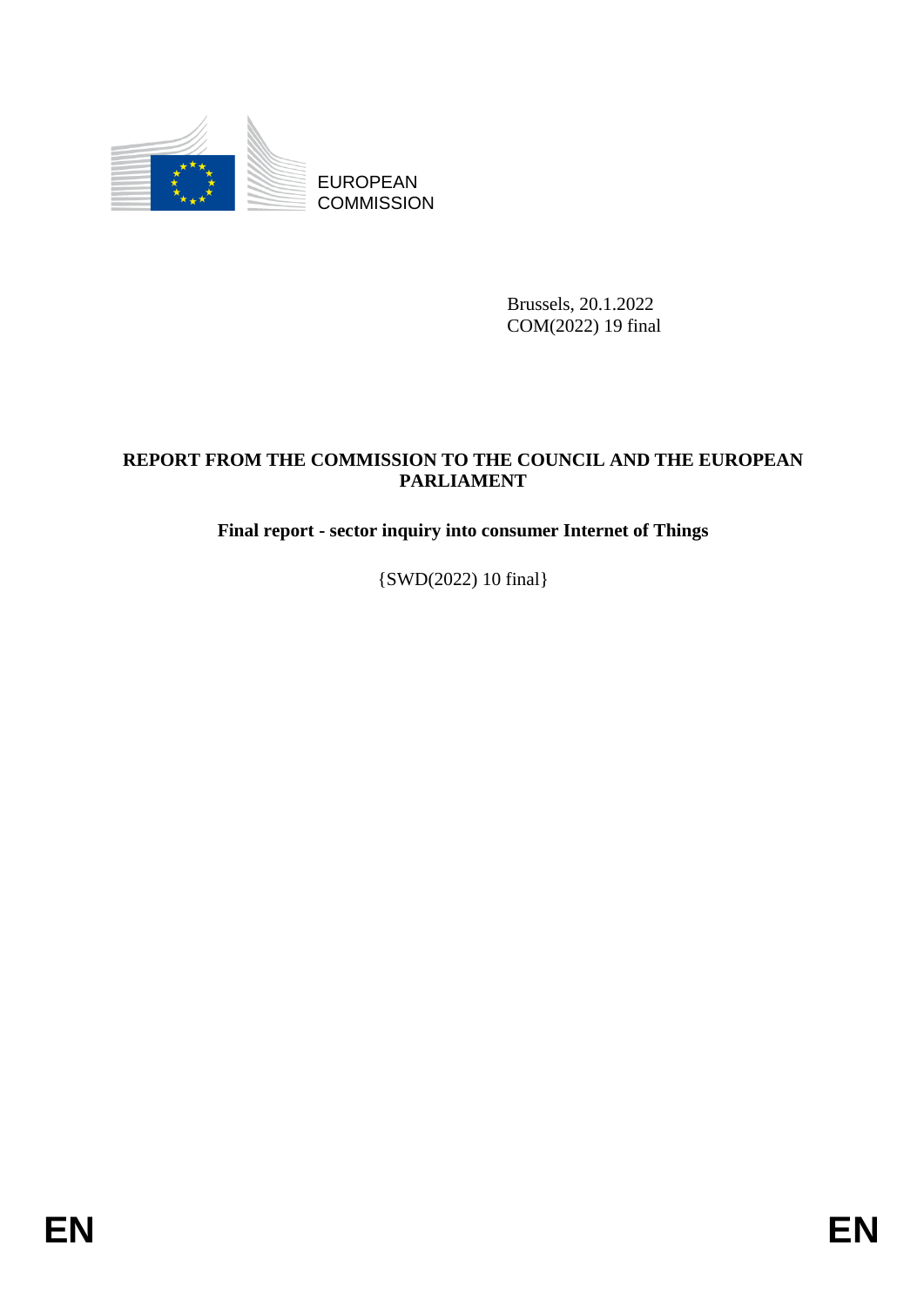EUROPEAN COMMISSION

Brussels, 20.1.2022
COM(2022) 19 final

**REPORT FROM THE COMMISSION TO THE COUNCIL AND THE EUROPEAN PARLIAMENT**

**Final report - sector inquiry into consumer Internet of Things**

{SWD(2022) 10 final}

EN EN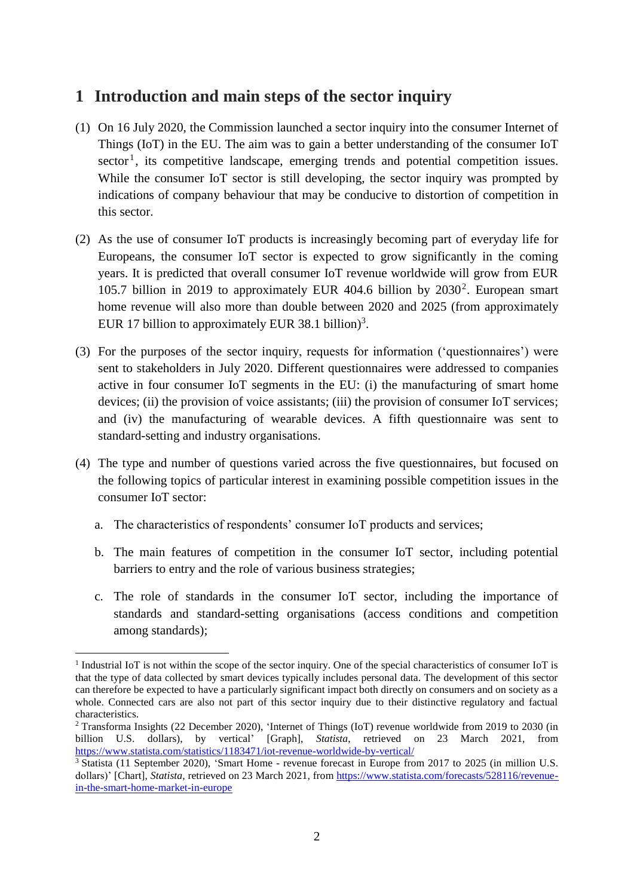# 1 Introduction and main steps of the sector inquiry

(1) On 16 July 2020, the Commission launched a sector inquiry into the consumer Internet of Things (IoT) in the EU. The aim was to gain a better understanding of the consumer IoT sector[1], its competitive landscape, emerging trends and potential competition issues. While the consumer IoT sector is still developing, the sector inquiry was prompted by indications of company behaviour that may be conducive to distortion of competition in this sector.

(2) As the use of consumer IoT products is increasingly becoming part of everyday life for Europeans, the consumer IoT sector is expected to grow significantly in the coming years. It is predicted that overall consumer IoT revenue worldwide will grow from EUR 105.7 billion in 2019 to approximately EUR 404.6 billion by 2030[2]. European smart home revenue will also more than double between 2020 and 2025 (from approximately EUR 17 billion to approximately EUR 38.1 billion)[3].

(3) For the purposes of the sector inquiry, requests for information ('questionnaires') were sent to stakeholders in July 2020. Different questionnaires were addressed to companies active in four consumer IoT segments in the EU: (i) the manufacturing of smart home devices; (ii) the provision of voice assistants; (iii) the provision of consumer IoT services; and (iv) the manufacturing of wearable devices. A fifth questionnaire was sent to standard-setting and industry organisations.

(4) The type and number of questions varied across the five questionnaires, but focused on the following topics of particular interest in examining possible competition issues in the consumer IoT sector:

a. The characteristics of respondents' consumer IoT products and services;

b. The main features of competition in the consumer IoT sector, including potential barriers to entry and the role of various business strategies;

c. The role of standards in the consumer IoT sector, including the importance of standards and standard-setting organisations (access conditions and competition among standards);

---

[1] Industrial IoT is not within the scope of the sector inquiry. One of the special characteristics of consumer IoT is that the type of data collected by smart devices typically includes personal data. The development of this sector can therefore be expected to have a particularly significant impact both directly on consumers and on society as a whole. Connected cars are also not part of this sector inquiry due to their distinctive regulatory and factual characteristics.

[2] Transforma Insights (22 December 2020), 'Internet of Things (IoT) revenue worldwide from 2019 to 2030 (in billion U.S. dollars), by vertical' [Graph], *Statista*, retrieved on 23 March 2021, from https://www.statista.com/statistics/1183471/iot-revenue-worldwide-by-vertical/

[3] Statista (11 September 2020), 'Smart Home - revenue forecast in Europe from 2017 to 2025 (in million U.S. dollars)' [Chart], *Statista*, retrieved on 23 March 2021, from https://www.statista.com/forecasts/528116/revenue-in-the-smart-home-market-in-europe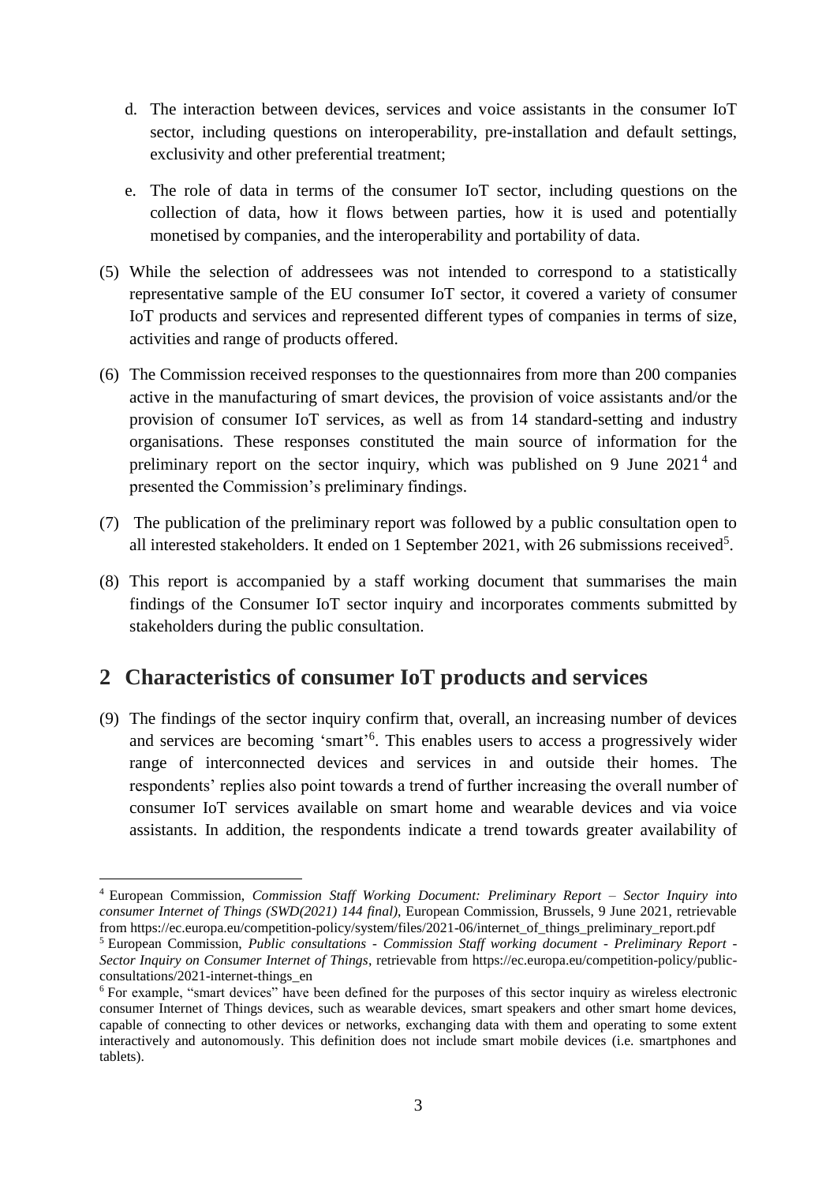d. The interaction between devices, services and voice assistants in the consumer IoT sector, including questions on interoperability, pre-installation and default settings, exclusivity and other preferential treatment;

e. The role of data in terms of the consumer IoT sector, including questions on the collection of data, how it flows between parties, how it is used and potentially monetised by companies, and the interoperability and portability of data.

(5) While the selection of addressees was not intended to correspond to a statistically representative sample of the EU consumer IoT sector, it covered a variety of consumer IoT products and services and represented different types of companies in terms of size, activities and range of products offered.

(6) The Commission received responses to the questionnaires from more than 200 companies active in the manufacturing of smart devices, the provision of voice assistants and/or the provision of consumer IoT services, as well as from 14 standard-setting and industry organisations. These responses constituted the main source of information for the preliminary report on the sector inquiry, which was published on 9 June 2021[4] and presented the Commission's preliminary findings.

(7) The publication of the preliminary report was followed by a public consultation open to all interested stakeholders. It ended on 1 September 2021, with 26 submissions received[5].

(8) This report is accompanied by a staff working document that summarises the main findings of the Consumer IoT sector inquiry and incorporates comments submitted by stakeholders during the public consultation.

## 2 Characteristics of consumer IoT products and services

(9) The findings of the sector inquiry confirm that, overall, an increasing number of devices and services are becoming 'smart'[6]. This enables users to access a progressively wider range of interconnected devices and services in and outside their homes. The respondents' replies also point towards a trend of further increasing the overall number of consumer IoT services available on smart home and wearable devices and via voice assistants. In addition, the respondents indicate a trend towards greater availability of

---

[4] European Commission, *Commission Staff Working Document: Preliminary Report – Sector Inquiry into consumer Internet of Things (SWD(2021) 144 final)*, European Commission, Brussels, 9 June 2021, retrievable from https://ec.europa.eu/competition-policy/system/files/2021-06/internet_of_things_preliminary_report.pdf

[5] European Commission, *Public consultations - Commission Staff working document - Preliminary Report - Sector Inquiry on Consumer Internet of Things*, retrievable from https://ec.europa.eu/competition-policy/public-consultations/2021-internet-things_en

[6] For example, "smart devices" have been defined for the purposes of this sector inquiry as wireless electronic consumer Internet of Things devices, such as wearable devices, smart speakers and other smart home devices, capable of connecting to other devices or networks, exchanging data with them and operating to some extent interactively and autonomously. This definition does not include smart mobile devices (i.e. smartphones and tablets).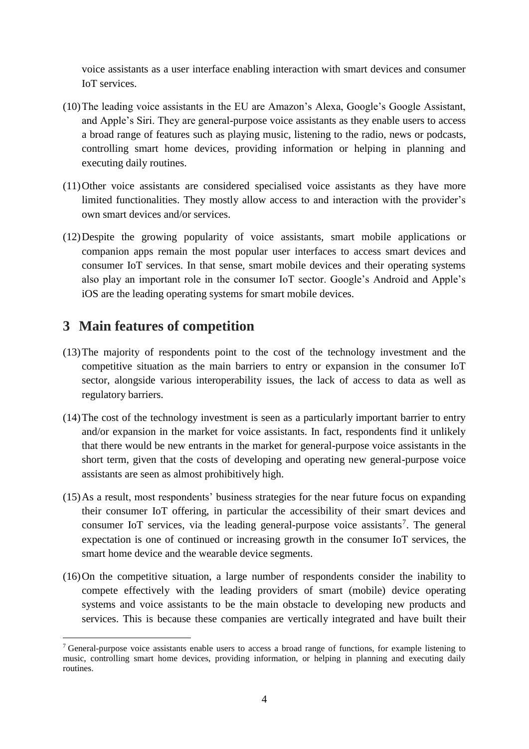voice assistants as a user interface enabling interaction with smart devices and consumer IoT services.

(10) The leading voice assistants in the EU are Amazon's Alexa, Google's Google Assistant, and Apple's Siri. They are general-purpose voice assistants as they enable users to access a broad range of features such as playing music, listening to the radio, news or podcasts, controlling smart home devices, providing information or helping in planning and executing daily routines.

(11) Other voice assistants are considered specialised voice assistants as they have more limited functionalities. They mostly allow access to and interaction with the provider's own smart devices and/or services.

(12) Despite the growing popularity of voice assistants, smart mobile applications or companion apps remain the most popular user interfaces to access smart devices and consumer IoT services. In that sense, smart mobile devices and their operating systems also play an important role in the consumer IoT sector. Google's Android and Apple's iOS are the leading operating systems for smart mobile devices.

# 3 Main features of competition

(13) The majority of respondents point to the cost of the technology investment and the competitive situation as the main barriers to entry or expansion in the consumer IoT sector, alongside various interoperability issues, the lack of access to data as well as regulatory barriers.

(14) The cost of the technology investment is seen as a particularly important barrier to entry and/or expansion in the market for voice assistants. In fact, respondents find it unlikely that there would be new entrants in the market for general-purpose voice assistants in the short term, given that the costs of developing and operating new general-purpose voice assistants are seen as almost prohibitively high.

(15) As a result, most respondents' business strategies for the near future focus on expanding their consumer IoT offering, in particular the accessibility of their smart devices and consumer IoT services, via the leading general-purpose voice assistants[7]. The general expectation is one of continued or increasing growth in the consumer IoT services, the smart home device and the wearable device segments.

(16) On the competitive situation, a large number of respondents consider the inability to compete effectively with the leading providers of smart (mobile) device operating systems and voice assistants to be the main obstacle to developing new products and services. This is because these companies are vertically integrated and have built their

[7] General-purpose voice assistants enable users to access a broad range of functions, for example listening to music, controlling smart home devices, providing information, or helping in planning and executing daily routines.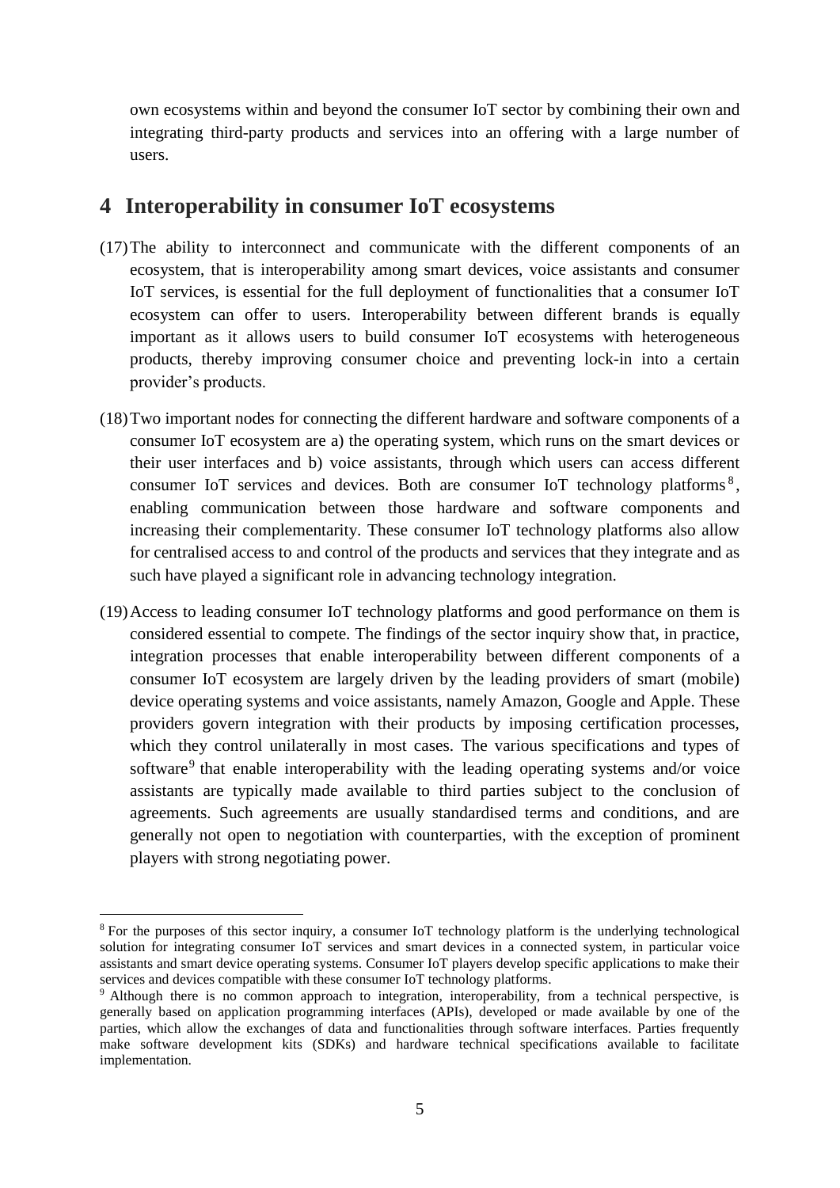own ecosystems within and beyond the consumer IoT sector by combining their own and integrating third-party products and services into an offering with a large number of users.

# 4 Interoperability in consumer IoT ecosystems

(17) The ability to interconnect and communicate with the different components of an ecosystem, that is interoperability among smart devices, voice assistants and consumer IoT services, is essential for the full deployment of functionalities that a consumer IoT ecosystem can offer to users. Interoperability between different brands is equally important as it allows users to build consumer IoT ecosystems with heterogeneous products, thereby improving consumer choice and preventing lock-in into a certain provider's products.

(18) Two important nodes for connecting the different hardware and software components of a consumer IoT ecosystem are a) the operating system, which runs on the smart devices or their user interfaces and b) voice assistants, through which users can access different consumer IoT services and devices. Both are consumer IoT technology platforms[8], enabling communication between those hardware and software components and increasing their complementarity. These consumer IoT technology platforms also allow for centralised access to and control of the products and services that they integrate and as such have played a significant role in advancing technology integration.

(19) Access to leading consumer IoT technology platforms and good performance on them is considered essential to compete. The findings of the sector inquiry show that, in practice, integration processes that enable interoperability between different components of a consumer IoT ecosystem are largely driven by the leading providers of smart (mobile) device operating systems and voice assistants, namely Amazon, Google and Apple. These providers govern integration with their products by imposing certification processes, which they control unilaterally in most cases. The various specifications and types of software[9] that enable interoperability with the leading operating systems and/or voice assistants are typically made available to third parties subject to the conclusion of agreements. Such agreements are usually standardised terms and conditions, and are generally not open to negotiation with counterparties, with the exception of prominent players with strong negotiating power.

---

[8] For the purposes of this sector inquiry, a consumer IoT technology platform is the underlying technological solution for integrating consumer IoT services and smart devices in a connected system, in particular voice assistants and smart device operating systems. Consumer IoT players develop specific applications to make their services and devices compatible with these consumer IoT technology platforms.

[9] Although there is no common approach to integration, interoperability, from a technical perspective, is generally based on application programming interfaces (APIs), developed or made available by one of the parties, which allow the exchanges of data and functionalities through software interfaces. Parties frequently make software development kits (SDKs) and hardware technical specifications available to facilitate implementation.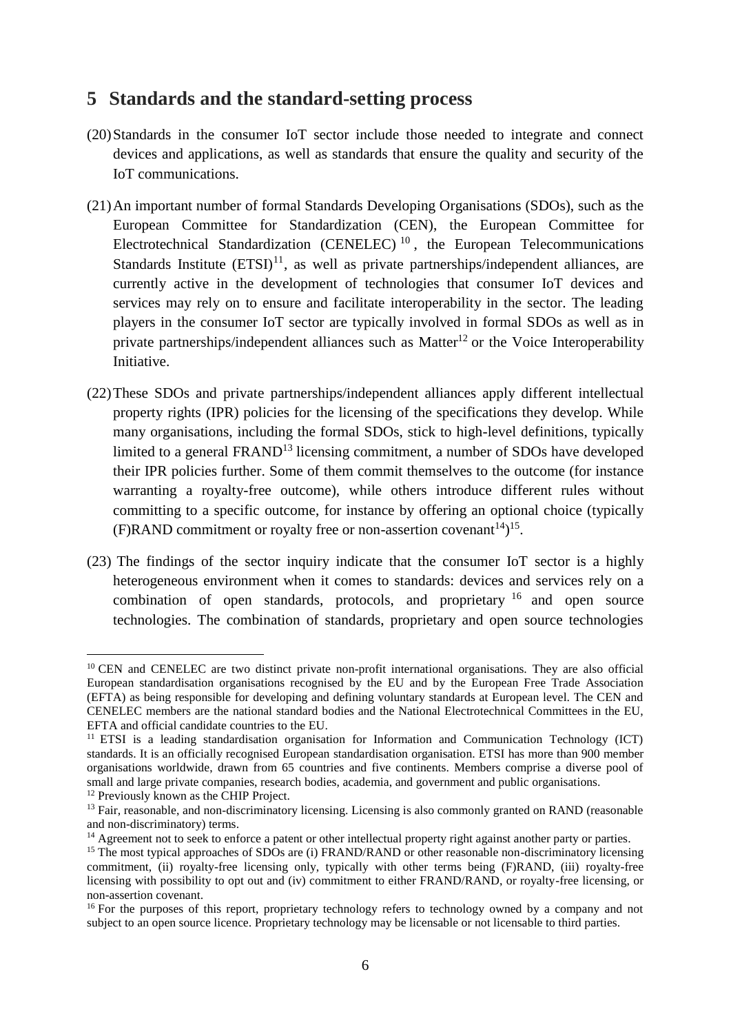# 5 Standards and the standard-setting process

(20) Standards in the consumer IoT sector include those needed to integrate and connect devices and applications, as well as standards that ensure the quality and security of the IoT communications.

(21) An important number of formal Standards Developing Organisations (SDOs), such as the European Committee for Standardization (CEN), the European Committee for Electrotechnical Standardization (CENELEC) [10], the European Telecommunications Standards Institute (ETSI)[11], as well as private partnerships/independent alliances, are currently active in the development of technologies that consumer IoT devices and services may rely on to ensure and facilitate interoperability in the sector. The leading players in the consumer IoT sector are typically involved in formal SDOs as well as in private partnerships/independent alliances such as Matter[12] or the Voice Interoperability Initiative.

(22) These SDOs and private partnerships/independent alliances apply different intellectual property rights (IPR) policies for the licensing of the specifications they develop. While many organisations, including the formal SDOs, stick to high-level definitions, typically limited to a general FRAND[13] licensing commitment, a number of SDOs have developed their IPR policies further. Some of them commit themselves to the outcome (for instance warranting a royalty-free outcome), while others introduce different rules without committing to a specific outcome, for instance by offering an optional choice (typically (F)RAND commitment or royalty free or non-assertion covenant[14])[15].

(23) The findings of the sector inquiry indicate that the consumer IoT sector is a highly heterogeneous environment when it comes to standards: devices and services rely on a combination of open standards, protocols, and proprietary [16] and open source technologies. The combination of standards, proprietary and open source technologies

---

[10] CEN and CENELEC are two distinct private non-profit international organisations. They are also official European standardisation organisations recognised by the EU and by the European Free Trade Association (EFTA) as being responsible for developing and defining voluntary standards at European level. The CEN and CENELEC members are the national standard bodies and the National Electrotechnical Committees in the EU, EFTA and official candidate countries to the EU.

[11] ETSI is a leading standardisation organisation for Information and Communication Technology (ICT) standards. It is an officially recognised European standardisation organisation. ETSI has more than 900 member organisations worldwide, drawn from 65 countries and five continents. Members comprise a diverse pool of small and large private companies, research bodies, academia, and government and public organisations.

[12] Previously known as the CHIP Project.

[13] Fair, reasonable, and non-discriminatory licensing. Licensing is also commonly granted on RAND (reasonable and non-discriminatory) terms.

[14] Agreement not to seek to enforce a patent or other intellectual property right against another party or parties.

[15] The most typical approaches of SDOs are (i) FRAND/RAND or other reasonable non-discriminatory licensing commitment, (ii) royalty-free licensing only, typically with other terms being (F)RAND, (iii) royalty-free licensing with possibility to opt out and (iv) commitment to either FRAND/RAND, or royalty-free licensing, or non-assertion covenant.

[16] For the purposes of this report, proprietary technology refers to technology owned by a company and not subject to an open source licence. Proprietary technology may be licensable or not licensable to third parties.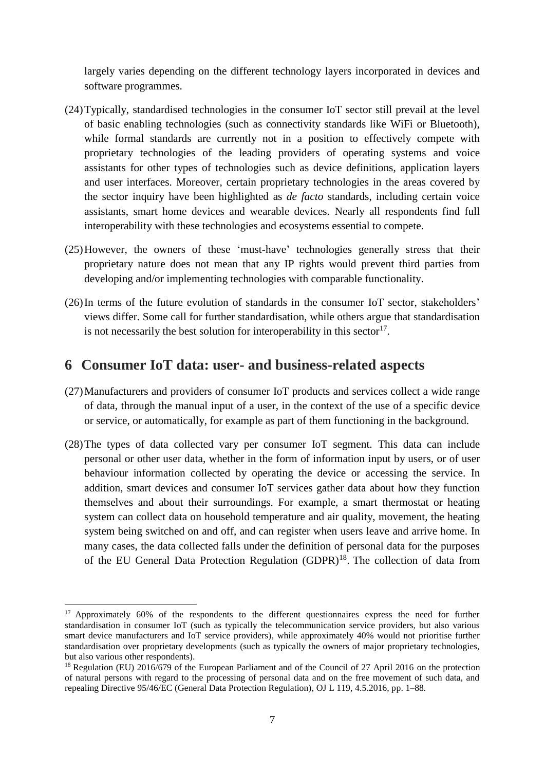largely varies depending on the different technology layers incorporated in devices and software programmes.

(24) Typically, standardised technologies in the consumer IoT sector still prevail at the level of basic enabling technologies (such as connectivity standards like WiFi or Bluetooth), while formal standards are currently not in a position to effectively compete with proprietary technologies of the leading providers of operating systems and voice assistants for other types of technologies such as device definitions, application layers and user interfaces. Moreover, certain proprietary technologies in the areas covered by the sector inquiry have been highlighted as *de facto* standards, including certain voice assistants, smart home devices and wearable devices. Nearly all respondents find full interoperability with these technologies and ecosystems essential to compete.

(25) However, the owners of these 'must-have' technologies generally stress that their proprietary nature does not mean that any IP rights would prevent third parties from developing and/or implementing technologies with comparable functionality.

(26) In terms of the future evolution of standards in the consumer IoT sector, stakeholders' views differ. Some call for further standardisation, while others argue that standardisation is not necessarily the best solution for interoperability in this sector[17].

# 6 Consumer IoT data: user- and business-related aspects

(27) Manufacturers and providers of consumer IoT products and services collect a wide range of data, through the manual input of a user, in the context of the use of a specific device or service, or automatically, for example as part of them functioning in the background.

(28) The types of data collected vary per consumer IoT segment. This data can include personal or other user data, whether in the form of information input by users, or of user behaviour information collected by operating the device or accessing the service. In addition, smart devices and consumer IoT services gather data about how they function themselves and about their surroundings. For example, a smart thermostat or heating system can collect data on household temperature and air quality, movement, the heating system being switched on and off, and can register when users leave and arrive home. In many cases, the data collected falls under the definition of personal data for the purposes of the EU General Data Protection Regulation (GDPR)[18]. The collection of data from

---

[17] Approximately 60% of the respondents to the different questionnaires express the need for further standardisation in consumer IoT (such as typically the telecommunication service providers, but also various smart device manufacturers and IoT service providers), while approximately 40% would not prioritise further standardisation over proprietary developments (such as typically the owners of major proprietary technologies, but also various other respondents).

[18] Regulation (EU) 2016/679 of the European Parliament and of the Council of 27 April 2016 on the protection of natural persons with regard to the processing of personal data and on the free movement of such data, and repealing Directive 95/46/EC (General Data Protection Regulation), OJ L 119, 4.5.2016, pp. 1–88.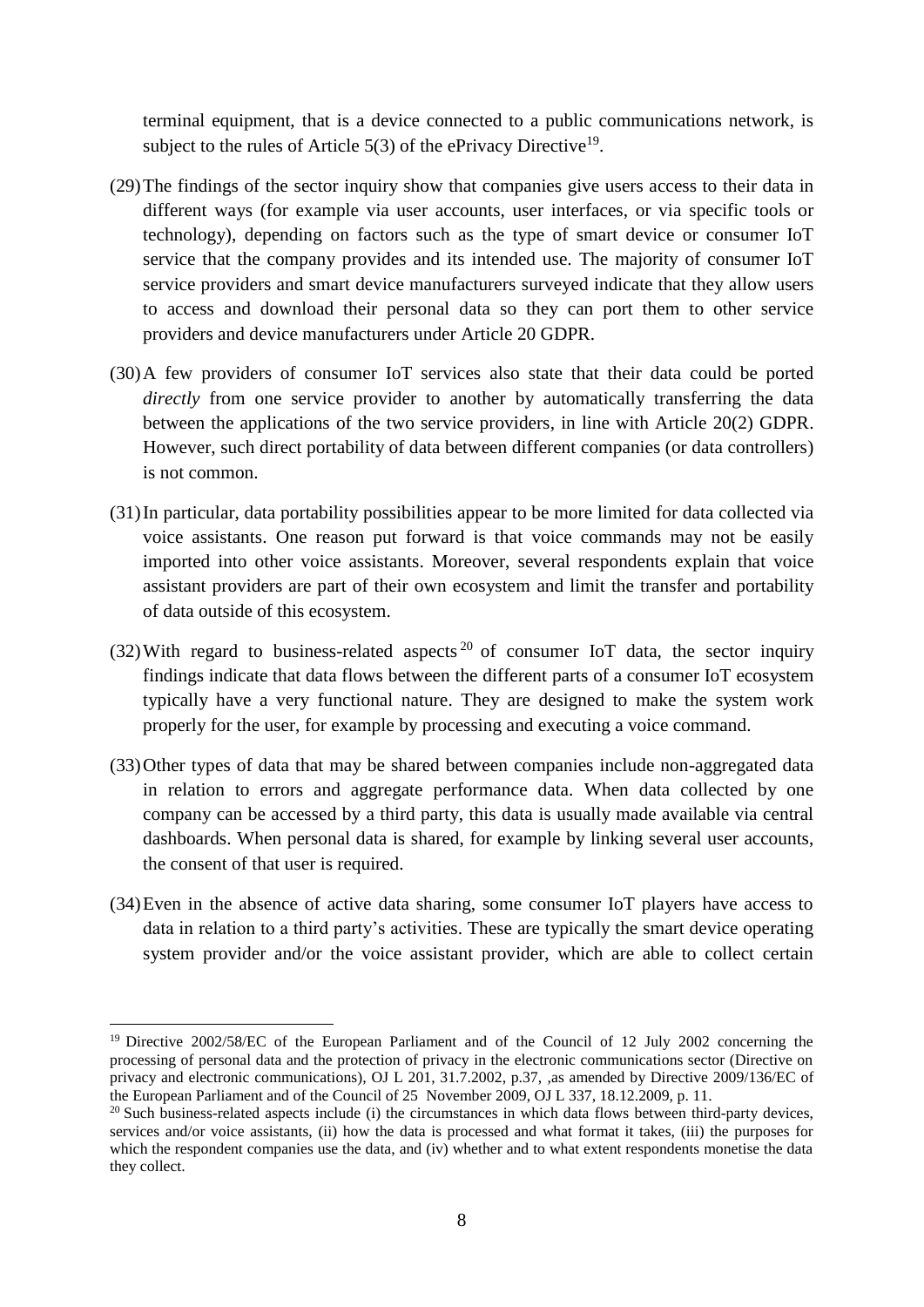terminal equipment, that is a device connected to a public communications network, is subject to the rules of Article 5(3) of the ePrivacy Directive[19].

(29) The findings of the sector inquiry show that companies give users access to their data in different ways (for example via user accounts, user interfaces, or via specific tools or technology), depending on factors such as the type of smart device or consumer IoT service that the company provides and its intended use. The majority of consumer IoT service providers and smart device manufacturers surveyed indicate that they allow users to access and download their personal data so they can port them to other service providers and device manufacturers under Article 20 GDPR.

(30) A few providers of consumer IoT services also state that their data could be ported *directly* from one service provider to another by automatically transferring the data between the applications of the two service providers, in line with Article 20(2) GDPR. However, such direct portability of data between different companies (or data controllers) is not common.

(31) In particular, data portability possibilities appear to be more limited for data collected via voice assistants. One reason put forward is that voice commands may not be easily imported into other voice assistants. Moreover, several respondents explain that voice assistant providers are part of their own ecosystem and limit the transfer and portability of data outside of this ecosystem.

(32) With regard to business-related aspects[20] of consumer IoT data, the sector inquiry findings indicate that data flows between the different parts of a consumer IoT ecosystem typically have a very functional nature. They are designed to make the system work properly for the user, for example by processing and executing a voice command.

(33) Other types of data that may be shared between companies include non-aggregated data in relation to errors and aggregate performance data. When data collected by one company can be accessed by a third party, this data is usually made available via central dashboards. When personal data is shared, for example by linking several user accounts, the consent of that user is required.

(34) Even in the absence of active data sharing, some consumer IoT players have access to data in relation to a third party's activities. These are typically the smart device operating system provider and/or the voice assistant provider, which are able to collect certain

---

[19] Directive 2002/58/EC of the European Parliament and of the Council of 12 July 2002 concerning the processing of personal data and the protection of privacy in the electronic communications sector (Directive on privacy and electronic communications), OJ L 201, 31.7.2002, p.37, ,as amended by Directive 2009/136/EC of the European Parliament and of the Council of 25 November 2009, OJ L 337, 18.12.2009, p. 11.

[20] Such business-related aspects include (i) the circumstances in which data flows between third-party devices, services and/or voice assistants, (ii) how the data is processed and what format it takes, (iii) the purposes for which the respondent companies use the data, and (iv) whether and to what extent respondents monetise the data they collect.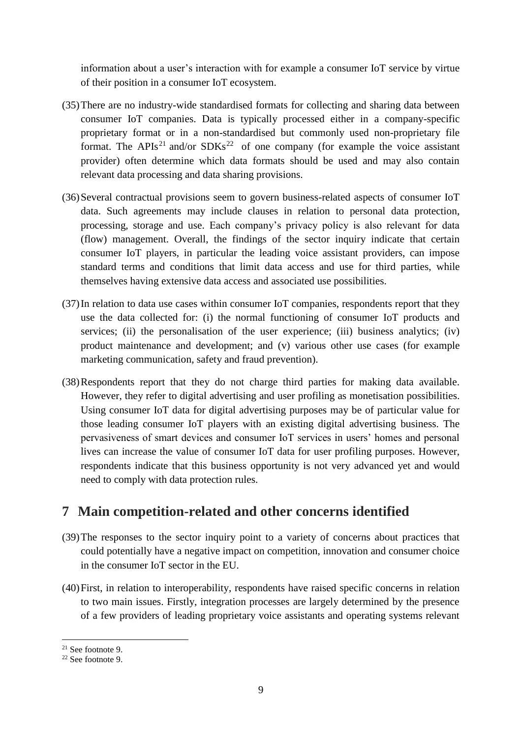information about a user's interaction with for example a consumer IoT service by virtue of their position in a consumer IoT ecosystem.

(35) There are no industry-wide standardised formats for collecting and sharing data between consumer IoT companies. Data is typically processed either in a company-specific proprietary format or in a non-standardised but commonly used non-proprietary file format. The APIs[21] and/or SDKs[22] of one company (for example the voice assistant provider) often determine which data formats should be used and may also contain relevant data processing and data sharing provisions.

(36) Several contractual provisions seem to govern business-related aspects of consumer IoT data. Such agreements may include clauses in relation to personal data protection, processing, storage and use. Each company's privacy policy is also relevant for data (flow) management. Overall, the findings of the sector inquiry indicate that certain consumer IoT players, in particular the leading voice assistant providers, can impose standard terms and conditions that limit data access and use for third parties, while themselves having extensive data access and associated use possibilities.

(37) In relation to data use cases within consumer IoT companies, respondents report that they use the data collected for: (i) the normal functioning of consumer IoT products and services; (ii) the personalisation of the user experience; (iii) business analytics; (iv) product maintenance and development; and (v) various other use cases (for example marketing communication, safety and fraud prevention).

(38) Respondents report that they do not charge third parties for making data available. However, they refer to digital advertising and user profiling as monetisation possibilities. Using consumer IoT data for digital advertising purposes may be of particular value for those leading consumer IoT players with an existing digital advertising business. The pervasiveness of smart devices and consumer IoT services in users' homes and personal lives can increase the value of consumer IoT data for user profiling purposes. However, respondents indicate that this business opportunity is not very advanced yet and would need to comply with data protection rules.

## 7 Main competition-related and other concerns identified

(39) The responses to the sector inquiry point to a variety of concerns about practices that could potentially have a negative impact on competition, innovation and consumer choice in the consumer IoT sector in the EU.

(40) First, in relation to interoperability, respondents have raised specific concerns in relation to two main issues. Firstly, integration processes are largely determined by the presence of a few providers of leading proprietary voice assistants and operating systems relevant

---

[21] See footnote 9.

[22] See footnote 9.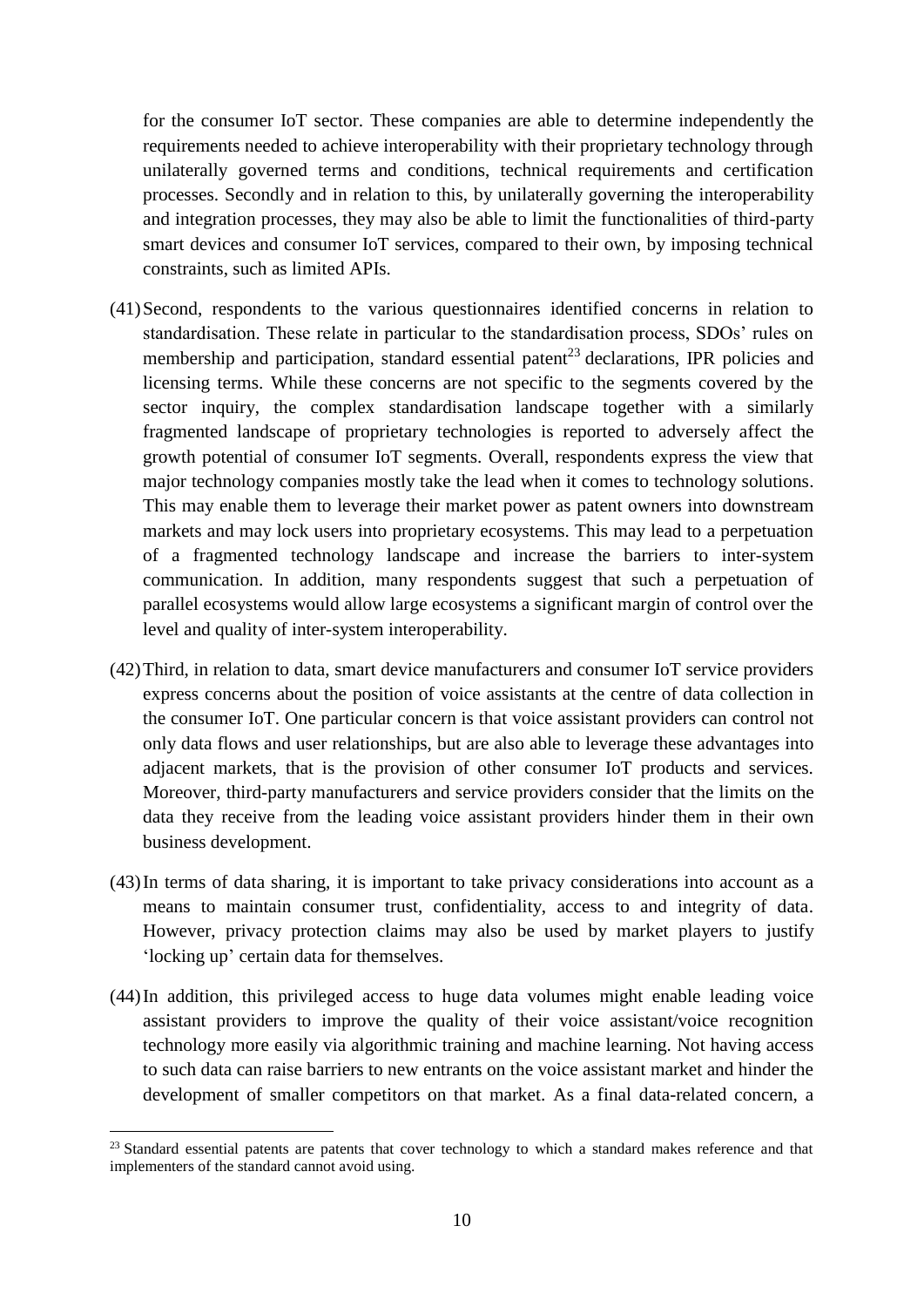for the consumer IoT sector. These companies are able to determine independently the requirements needed to achieve interoperability with their proprietary technology through unilaterally governed terms and conditions, technical requirements and certification processes. Secondly and in relation to this, by unilaterally governing the interoperability and integration processes, they may also be able to limit the functionalities of third-party smart devices and consumer IoT services, compared to their own, by imposing technical constraints, such as limited APIs.

(41) Second, respondents to the various questionnaires identified concerns in relation to standardisation. These relate in particular to the standardisation process, SDOs' rules on membership and participation, standard essential patent[23] declarations, IPR policies and licensing terms. While these concerns are not specific to the segments covered by the sector inquiry, the complex standardisation landscape together with a similarly fragmented landscape of proprietary technologies is reported to adversely affect the growth potential of consumer IoT segments. Overall, respondents express the view that major technology companies mostly take the lead when it comes to technology solutions. This may enable them to leverage their market power as patent owners into downstream markets and may lock users into proprietary ecosystems. This may lead to a perpetuation of a fragmented technology landscape and increase the barriers to inter-system communication. In addition, many respondents suggest that such a perpetuation of parallel ecosystems would allow large ecosystems a significant margin of control over the level and quality of inter-system interoperability.

(42) Third, in relation to data, smart device manufacturers and consumer IoT service providers express concerns about the position of voice assistants at the centre of data collection in the consumer IoT. One particular concern is that voice assistant providers can control not only data flows and user relationships, but are also able to leverage these advantages into adjacent markets, that is the provision of other consumer IoT products and services. Moreover, third-party manufacturers and service providers consider that the limits on the data they receive from the leading voice assistant providers hinder them in their own business development.

(43) In terms of data sharing, it is important to take privacy considerations into account as a means to maintain consumer trust, confidentiality, access to and integrity of data. However, privacy protection claims may also be used by market players to justify 'locking up' certain data for themselves.

(44) In addition, this privileged access to huge data volumes might enable leading voice assistant providers to improve the quality of their voice assistant/voice recognition technology more easily via algorithmic training and machine learning. Not having access to such data can raise barriers to new entrants on the voice assistant market and hinder the development of smaller competitors on that market. As a final data-related concern, a

---

[23] Standard essential patents are patents that cover technology to which a standard makes reference and that implementers of the standard cannot avoid using.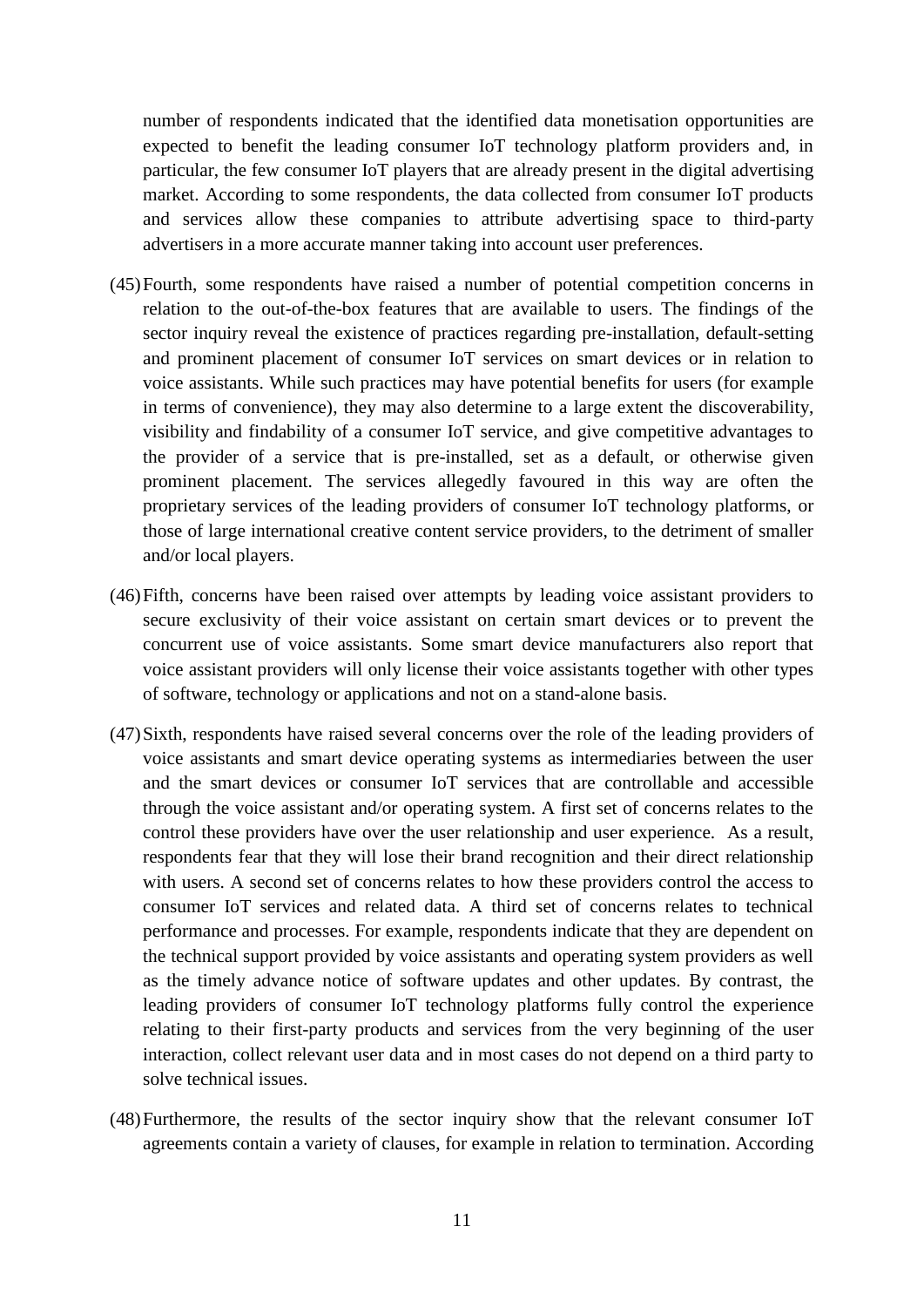number of respondents indicated that the identified data monetisation opportunities are expected to benefit the leading consumer IoT technology platform providers and, in particular, the few consumer IoT players that are already present in the digital advertising market. According to some respondents, the data collected from consumer IoT products and services allow these companies to attribute advertising space to third-party advertisers in a more accurate manner taking into account user preferences.

(45) Fourth, some respondents have raised a number of potential competition concerns in relation to the out-of-the-box features that are available to users. The findings of the sector inquiry reveal the existence of practices regarding pre-installation, default-setting and prominent placement of consumer IoT services on smart devices or in relation to voice assistants. While such practices may have potential benefits for users (for example in terms of convenience), they may also determine to a large extent the discoverability, visibility and findability of a consumer IoT service, and give competitive advantages to the provider of a service that is pre-installed, set as a default, or otherwise given prominent placement. The services allegedly favoured in this way are often the proprietary services of the leading providers of consumer IoT technology platforms, or those of large international creative content service providers, to the detriment of smaller and/or local players.

(46) Fifth, concerns have been raised over attempts by leading voice assistant providers to secure exclusivity of their voice assistant on certain smart devices or to prevent the concurrent use of voice assistants. Some smart device manufacturers also report that voice assistant providers will only license their voice assistants together with other types of software, technology or applications and not on a stand-alone basis.

(47) Sixth, respondents have raised several concerns over the role of the leading providers of voice assistants and smart device operating systems as intermediaries between the user and the smart devices or consumer IoT services that are controllable and accessible through the voice assistant and/or operating system. A first set of concerns relates to the control these providers have over the user relationship and user experience. As a result, respondents fear that they will lose their brand recognition and their direct relationship with users. A second set of concerns relates to how these providers control the access to consumer IoT services and related data. A third set of concerns relates to technical performance and processes. For example, respondents indicate that they are dependent on the technical support provided by voice assistants and operating system providers as well as the timely advance notice of software updates and other updates. By contrast, the leading providers of consumer IoT technology platforms fully control the experience relating to their first-party products and services from the very beginning of the user interaction, collect relevant user data and in most cases do not depend on a third party to solve technical issues.

(48) Furthermore, the results of the sector inquiry show that the relevant consumer IoT agreements contain a variety of clauses, for example in relation to termination. According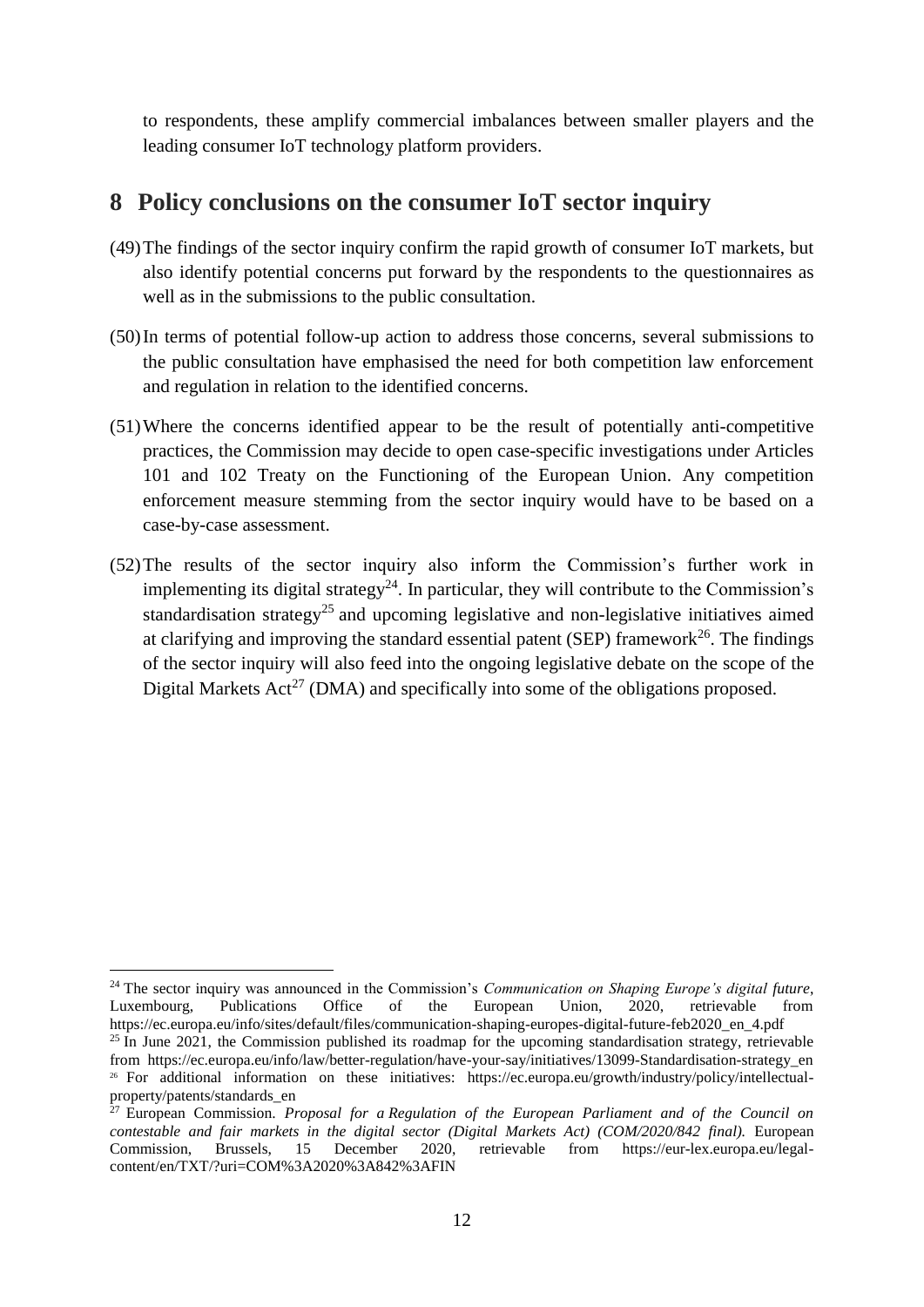to respondents, these amplify commercial imbalances between smaller players and the leading consumer IoT technology platform providers.

# 8 Policy conclusions on the consumer IoT sector inquiry

(49) The findings of the sector inquiry confirm the rapid growth of consumer IoT markets, but also identify potential concerns put forward by the respondents to the questionnaires as well as in the submissions to the public consultation.

(50) In terms of potential follow-up action to address those concerns, several submissions to the public consultation have emphasised the need for both competition law enforcement and regulation in relation to the identified concerns.

(51) Where the concerns identified appear to be the result of potentially anti-competitive practices, the Commission may decide to open case-specific investigations under Articles 101 and 102 Treaty on the Functioning of the European Union. Any competition enforcement measure stemming from the sector inquiry would have to be based on a case-by-case assessment.

(52) The results of the sector inquiry also inform the Commission's further work in implementing its digital strategy[24]. In particular, they will contribute to the Commission's standardisation strategy[25] and upcoming legislative and non-legislative initiatives aimed at clarifying and improving the standard essential patent (SEP) framework[26]. The findings of the sector inquiry will also feed into the ongoing legislative debate on the scope of the Digital Markets Act[27] (DMA) and specifically into some of the obligations proposed.

---

[24] The sector inquiry was announced in the Commission's *Communication on Shaping Europe's digital future*, Luxembourg, Publications Office of the European Union, 2020, retrievable from https://ec.europa.eu/info/sites/default/files/communication-shaping-europes-digital-future-feb2020_en_4.pdf

[25] In June 2021, the Commission published its roadmap for the upcoming standardisation strategy, retrievable from https://ec.europa.eu/info/law/better-regulation/have-your-say/initiatives/13099-Standardisation-strategy_en

[26] For additional information on these initiatives: https://ec.europa.eu/growth/industry/policy/intellectual-property/patents/standards_en

[27] European Commission. *Proposal for a Regulation of the European Parliament and of the Council on contestable and fair markets in the digital sector (Digital Markets Act) (COM/2020/842 final).* European Commission, Brussels, 15 December 2020, retrievable from https://eur-lex.europa.eu/legal-content/en/TXT/?uri=COM%3A2020%3A842%3AFIN